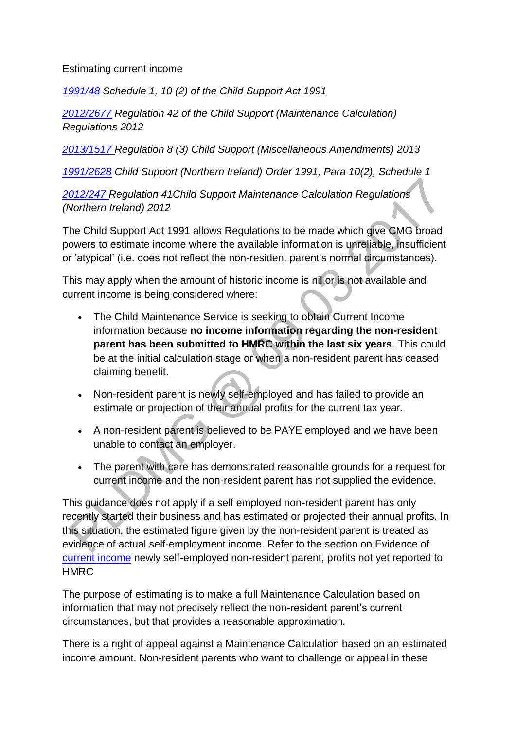Estimating current income

*1991/48 Schedule 1, 10 (2) of the Child Support Act 1991*

*2012/2677 Regulation 42 of the Child Support (Maintenance Calculation) Regulations 2012*

*2013/1517 Regulation 8 (3) Child Support (Miscellaneous Amendments) 2013*

*1991/2628 Child Support (Northern Ireland) Order 1991, Para 10(2), Schedule 1*

*2012/247 Regulation 41Child Support Maintenance Calculation Regulations (Northern Ireland) 2012*

The Child Support Act 1991 allows Regulations to be made which give CMG broad powers to estimate income where the available information is unreliable, insufficient or 'atypical' (i.e. does not reflect the non-resident parent's normal circumstances).

This may apply when the amount of historic income is nil or is not available and current income is being considered where:

- The Child Maintenance Service is seeking to obtain Current Income information because **no income information regarding the non-resident parent has been submitted to HMRC within the last six years**. This could be at the initial calculation stage or when a non-resident parent has ceased claiming benefit.
- Non-resident parent is newly self-employed and has failed to provide an estimate or projection of their annual profits for the current tax year.
- A non-resident parent is believed to be PAYE employed and we have been unable to contact an employer.
- The parent with care has demonstrated reasonable grounds for a request for current income and the non-resident parent has not supplied the evidence.

This guidance does not apply if a self employed non-resident parent has only recently started their business and has estimated or projected their annual profits. In this situation, the estimated figure given by the non-resident parent is treated as evidence of actual self-employment income. Refer to the section on Evidence of current income newly self-employed non-resident parent, profits not yet reported to HMRC

The purpose of estimating is to make a full Maintenance Calculation based on information that may not precisely reflect the non-resident parent's current circumstances, but that provides a reasonable approximation.

There is a right of appeal against a Maintenance Calculation based on an estimated income amount. Non-resident parents who want to challenge or appeal in these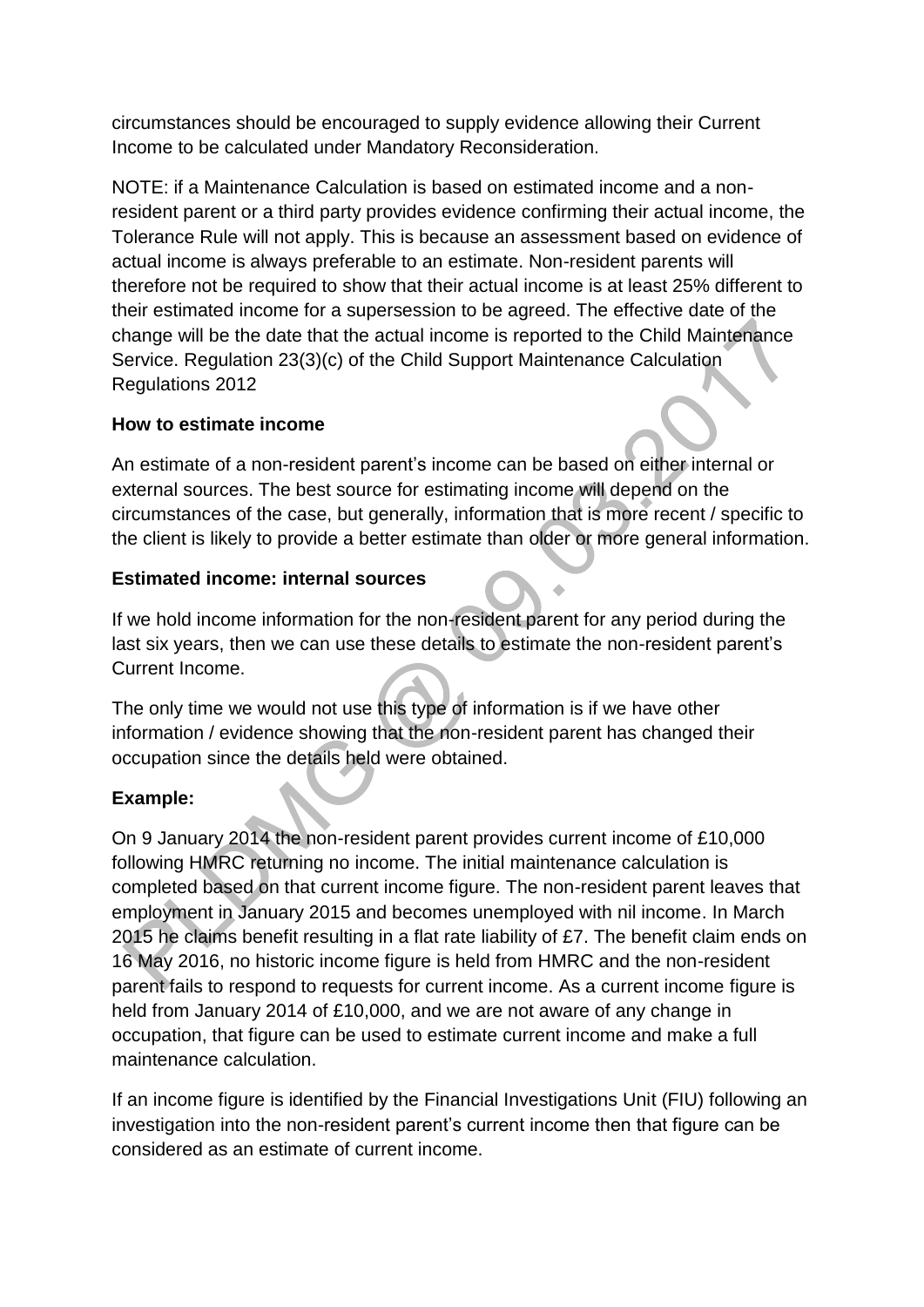circumstances should be encouraged to supply evidence allowing their Current Income to be calculated under Mandatory Reconsideration.

NOTE: if a Maintenance Calculation is based on estimated income and a non-resident parent or a third party provides evidence confirming their actual income, the Tolerance Rule will not apply. This is because an assessment based on evidence of actual income is always preferable to an estimate. Non-resident parents will therefore not be required to show that their actual income is at least 25% different to their estimated income for a supersession to be agreed. The effective date of the change will be the date that the actual income is reported to the Child Maintenance Service. Regulation 23(3)(c) of the Child Support Maintenance Calculation Regulations 2012

**How to estimate income**

An estimate of a non-resident parent's income can be based on either internal or external sources. The best source for estimating income will depend on the circumstances of the case, but generally, information that is more recent / specific to the client is likely to provide a better estimate than older or more general information.

**Estimated income: internal sources**

If we hold income information for the non-resident parent for any period during the last six years, then we can use these details to estimate the non-resident parent's Current Income.

The only time we would not use this type of information is if we have other information / evidence showing that the non-resident parent has changed their occupation since the details held were obtained.

**Example:**

On 9 January 2014 the non-resident parent provides current income of £10,000 following HMRC returning no income. The initial maintenance calculation is completed based on that current income figure. The non-resident parent leaves that employment in January 2015 and becomes unemployed with nil income. In March 2015 he claims benefit resulting in a flat rate liability of £7. The benefit claim ends on 16 May 2016, no historic income figure is held from HMRC and the non-resident parent fails to respond to requests for current income. As a current income figure is held from January 2014 of £10,000, and we are not aware of any change in occupation, that figure can be used to estimate current income and make a full maintenance calculation.

If an income figure is identified by the Financial Investigations Unit (FIU) following an investigation into the non-resident parent's current income then that figure can be considered as an estimate of current income.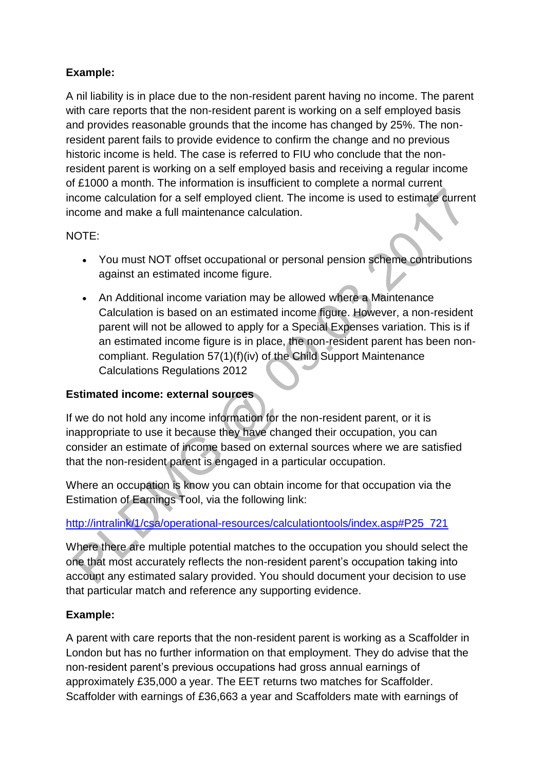**Example:**

A nil liability is in place due to the non-resident parent having no income. The parent with care reports that the non-resident parent is working on a self employed basis and provides reasonable grounds that the income has changed by 25%. The non-resident parent fails to provide evidence to confirm the change and no previous historic income is held. The case is referred to FIU who conclude that the non-resident parent is working on a self employed basis and receiving a regular income of £1000 a month. The information is insufficient to complete a normal current income calculation for a self employed client. The income is used to estimate current income and make a full maintenance calculation.

NOTE:

- You must NOT offset occupational or personal pension scheme contributions against an estimated income figure.
- An Additional income variation may be allowed where a Maintenance Calculation is based on an estimated income figure. However, a non-resident parent will not be allowed to apply for a Special Expenses variation. This is if an estimated income figure is in place, the non-resident parent has been non-compliant. Regulation 57(1)(f)(iv) of the Child Support Maintenance Calculations Regulations 2012

**Estimated income: external sources**

If we do not hold any income information for the non-resident parent, or it is inappropriate to use it because they have changed their occupation, you can consider an estimate of income based on external sources where we are satisfied that the non-resident parent is engaged in a particular occupation.

Where an occupation is know you can obtain income for that occupation via the Estimation of Earnings Tool, via the following link:

http://intralink/1/csa/operational-resources/calculationtools/index.asp#P25_721

Where there are multiple potential matches to the occupation you should select the one that most accurately reflects the non-resident parent's occupation taking into account any estimated salary provided. You should document your decision to use that particular match and reference any supporting evidence.

**Example:**

A parent with care reports that the non-resident parent is working as a Scaffolder in London but has no further information on that employment. They do advise that the non-resident parent's previous occupations had gross annual earnings of approximately £35,000 a year. The EET returns two matches for Scaffolder. Scaffolder with earnings of £36,663 a year and Scaffolders mate with earnings of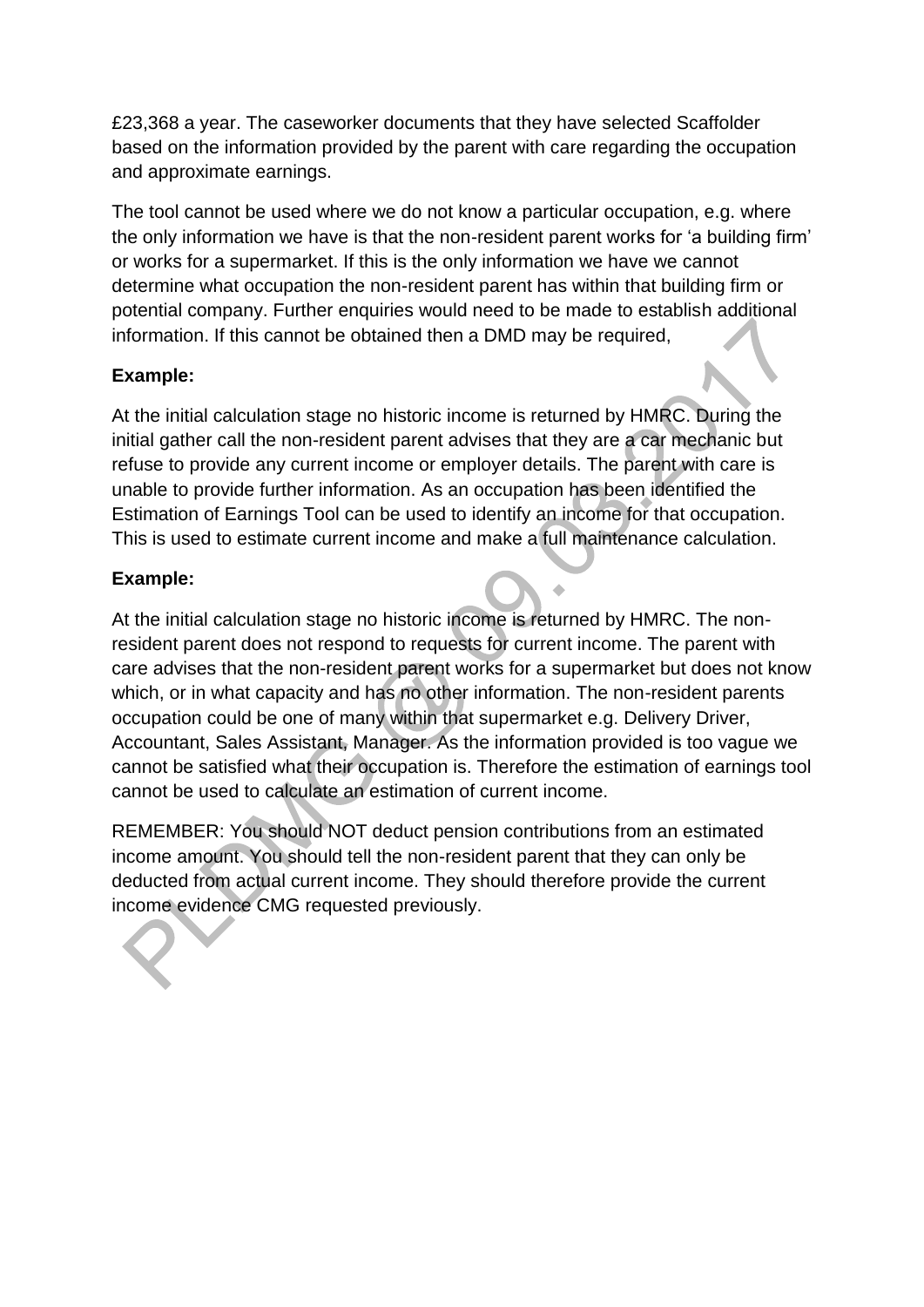£23,368 a year. The caseworker documents that they have selected Scaffolder based on the information provided by the parent with care regarding the occupation and approximate earnings.

The tool cannot be used where we do not know a particular occupation, e.g. where the only information we have is that the non-resident parent works for 'a building firm' or works for a supermarket. If this is the only information we have we cannot determine what occupation the non-resident parent has within that building firm or potential company. Further enquiries would need to be made to establish additional information. If this cannot be obtained then a DMD may be required,

**Example:**

At the initial calculation stage no historic income is returned by HMRC. During the initial gather call the non-resident parent advises that they are a car mechanic but refuse to provide any current income or employer details. The parent with care is unable to provide further information. As an occupation has been identified the Estimation of Earnings Tool can be used to identify an income for that occupation. This is used to estimate current income and make a full maintenance calculation.

**Example:**

At the initial calculation stage no historic income is returned by HMRC. The non-resident parent does not respond to requests for current income. The parent with care advises that the non-resident parent works for a supermarket but does not know which, or in what capacity and has no other information. The non-resident parents occupation could be one of many within that supermarket e.g. Delivery Driver, Accountant, Sales Assistant, Manager. As the information provided is too vague we cannot be satisfied what their occupation is. Therefore the estimation of earnings tool cannot be used to calculate an estimation of current income.

REMEMBER: You should NOT deduct pension contributions from an estimated income amount. You should tell the non-resident parent that they can only be deducted from actual current income. They should therefore provide the current income evidence CMG requested previously.